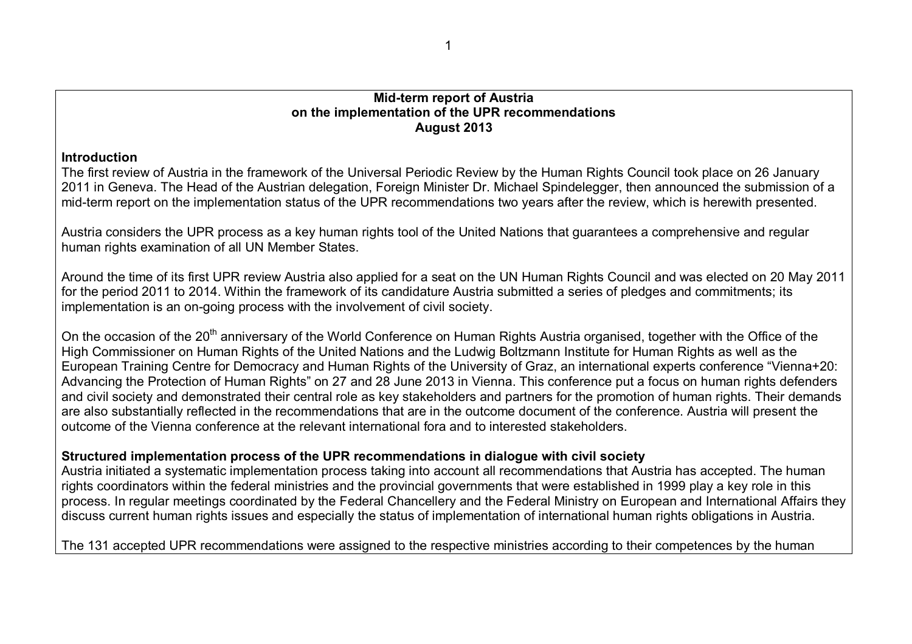# Mid-term report of Austria on the implementation of the UPR recommendations August 2013

## Introduction

The first review of Austria in the framework of the Universal Periodic Review by the Human Rights Council took place on 26 January 2011 in Geneva. The Head of the Austrian delegation, Foreign Minister Dr. Michael Spindelegger, then announced the submission of a mid-term report on the implementation status of the UPR recommendations two years after the review, which is herewith presented.

Austria considers the UPR process as a key human rights tool of the United Nations that guarantees a comprehensive and regular human rights examination of all UN Member States.

Around the time of its first UPR review Austria also applied for a seat on the UN Human Rights Council and was elected on 20 May 2011 for the period 2011 to 2014. Within the framework of its candidature Austria submitted a series of pledges and commitments; its implementation is an on-going process with the involvement of civil society.

On the occasion of the 20th anniversary of the World Conference on Human Rights Austria organised, together with the Office of the High Commissioner on Human Rights of the United Nations and the Ludwig Boltzmann Institute for Human Rights as well as the European Training Centre for Democracy and Human Rights of the University of Graz, an international experts conference "Vienna+20: Advancing the Protection of Human Rights" on 27 and 28 June 2013 in Vienna. This conference put a focus on human rights defenders and civil society and demonstrated their central role as key stakeholders and partners for the promotion of human rights. Their demands are also substantially reflected in the recommendations that are in the outcome document of the conference. Austria will present the outcome of the Vienna conference at the relevant international fora and to interested stakeholders.

## Structured implementation process of the UPR recommendations in dialogue with civil society

Austria initiated a systematic implementation process taking into account all recommendations that Austria has accepted. The human rights coordinators within the federal ministries and the provincial governments that were established in 1999 play a key role in this process. In regular meetings coordinated by the Federal Chancellery and the Federal Ministry on European and International Affairs they discuss current human rights issues and especially the status of implementation of international human rights obligations in Austria.

The 131 accepted UPR recommendations were assigned to the respective ministries according to their competences by the human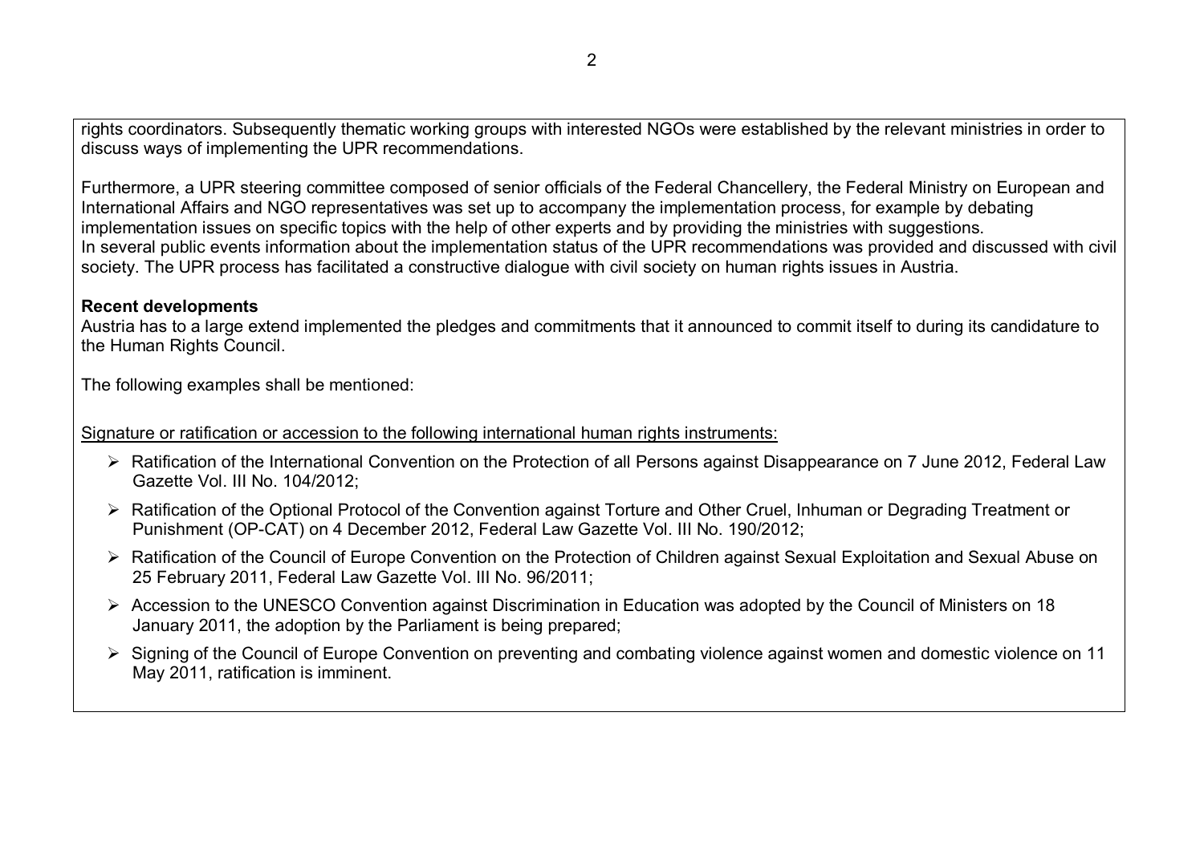rights coordinators. Subsequently thematic working groups with interested NGOs were established by the relevant ministries in order to discuss ways of implementing the UPR recommendations.

Furthermore, a UPR steering committee composed of senior officials of the Federal Chancellery, the Federal Ministry on European and International Affairs and NGO representatives was set up to accompany the implementation process, for example by debating implementation issues on specific topics with the help of other experts and by providing the ministries with suggestions.
In several public events information about the implementation status of the UPR recommendations was provided and discussed with civil society. The UPR process has facilitated a constructive dialogue with civil society on human rights issues in Austria.

**Recent developments**

Austria has to a large extend implemented the pledges and commitments that it announced to commit itself to during its candidature to the Human Rights Council.

The following examples shall be mentioned:

<u>Signature or ratification or accession to the following international human rights instruments:</u>

- Ratification of the International Convention on the Protection of all Persons against Disappearance on 7 June 2012, Federal Law Gazette Vol. III No. 104/2012;
- Ratification of the Optional Protocol of the Convention against Torture and Other Cruel, Inhuman or Degrading Treatment or Punishment (OP-CAT) on 4 December 2012, Federal Law Gazette Vol. III No. 190/2012;
- Ratification of the Council of Europe Convention on the Protection of Children against Sexual Exploitation and Sexual Abuse on 25 February 2011, Federal Law Gazette Vol. III No. 96/2011;
- Accession to the UNESCO Convention against Discrimination in Education was adopted by the Council of Ministers on 18 January 2011, the adoption by the Parliament is being prepared;
- Signing of the Council of Europe Convention on preventing and combating violence against women and domestic violence on 11 May 2011, ratification is imminent.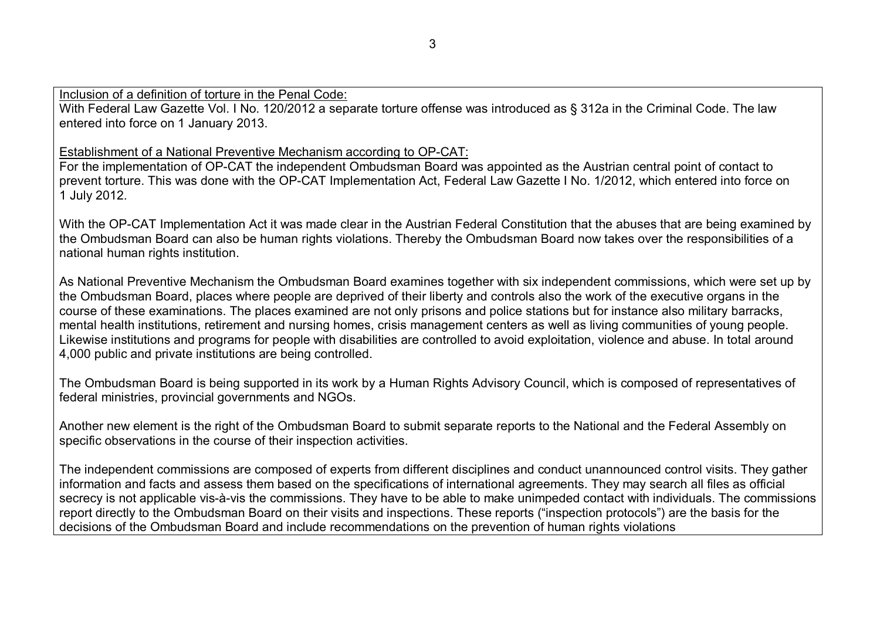Inclusion of a definition of torture in the Penal Code:
With Federal Law Gazette Vol. I No. 120/2012 a separate torture offense was introduced as § 312a in the Criminal Code. The law entered into force on 1 January 2013.

Establishment of a National Preventive Mechanism according to OP-CAT:
For the implementation of OP-CAT the independent Ombudsman Board was appointed as the Austrian central point of contact to prevent torture. This was done with the OP-CAT Implementation Act, Federal Law Gazette I No. 1/2012, which entered into force on 1 July 2012.

With the OP-CAT Implementation Act it was made clear in the Austrian Federal Constitution that the abuses that are being examined by the Ombudsman Board can also be human rights violations. Thereby the Ombudsman Board now takes over the responsibilities of a national human rights institution.

As National Preventive Mechanism the Ombudsman Board examines together with six independent commissions, which were set up by the Ombudsman Board, places where people are deprived of their liberty and controls also the work of the executive organs in the course of these examinations. The places examined are not only prisons and police stations but for instance also military barracks, mental health institutions, retirement and nursing homes, crisis management centers as well as living communities of young people. Likewise institutions and programs for people with disabilities are controlled to avoid exploitation, violence and abuse. In total around 4,000 public and private institutions are being controlled.

The Ombudsman Board is being supported in its work by a Human Rights Advisory Council, which is composed of representatives of federal ministries, provincial governments and NGOs.

Another new element is the right of the Ombudsman Board to submit separate reports to the National and the Federal Assembly on specific observations in the course of their inspection activities.

The independent commissions are composed of experts from different disciplines and conduct unannounced control visits. They gather information and facts and assess them based on the specifications of international agreements. They may search all files as official secrecy is not applicable vis-à-vis the commissions. They have to be able to make unimpeded contact with individuals. The commissions report directly to the Ombudsman Board on their visits and inspections. These reports ("inspection protocols") are the basis for the decisions of the Ombudsman Board and include recommendations on the prevention of human rights violations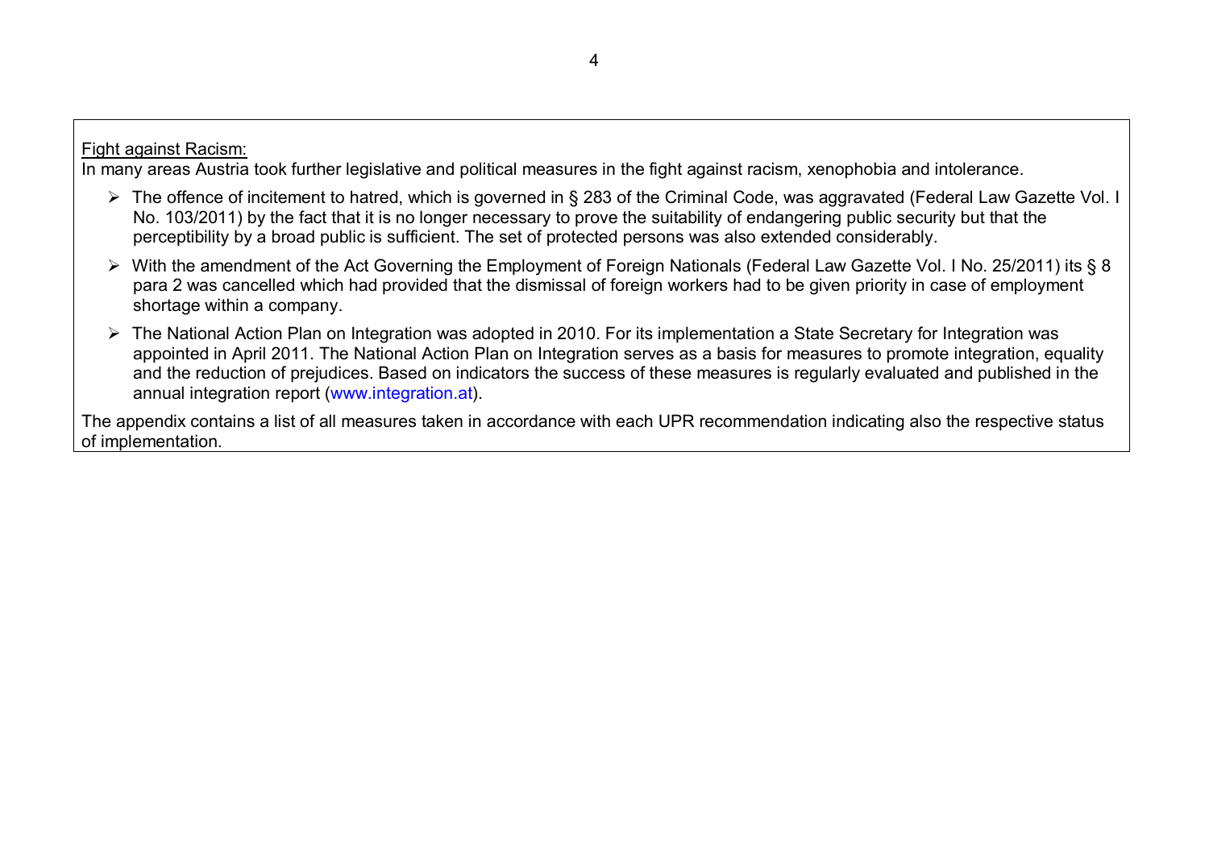<u>Fight against Racism:</u>

In many areas Austria took further legislative and political measures in the fight against racism, xenophobia and intolerance.

- The offence of incitement to hatred, which is governed in § 283 of the Criminal Code, was aggravated (Federal Law Gazette Vol. I No. 103/2011) by the fact that it is no longer necessary to prove the suitability of endangering public security but that the perceptibility by a broad public is sufficient. The set of protected persons was also extended considerably.
- With the amendment of the Act Governing the Employment of Foreign Nationals (Federal Law Gazette Vol. I No. 25/2011) its § 8 para 2 was cancelled which had provided that the dismissal of foreign workers had to be given priority in case of employment shortage within a company.
- The National Action Plan on Integration was adopted in 2010. For its implementation a State Secretary for Integration was appointed in April 2011. The National Action Plan on Integration serves as a basis for measures to promote integration, equality and the reduction of prejudices. Based on indicators the success of these measures is regularly evaluated and published in the annual integration report (www.integration.at).

The appendix contains a list of all measures taken in accordance with each UPR recommendation indicating also the respective status of implementation.